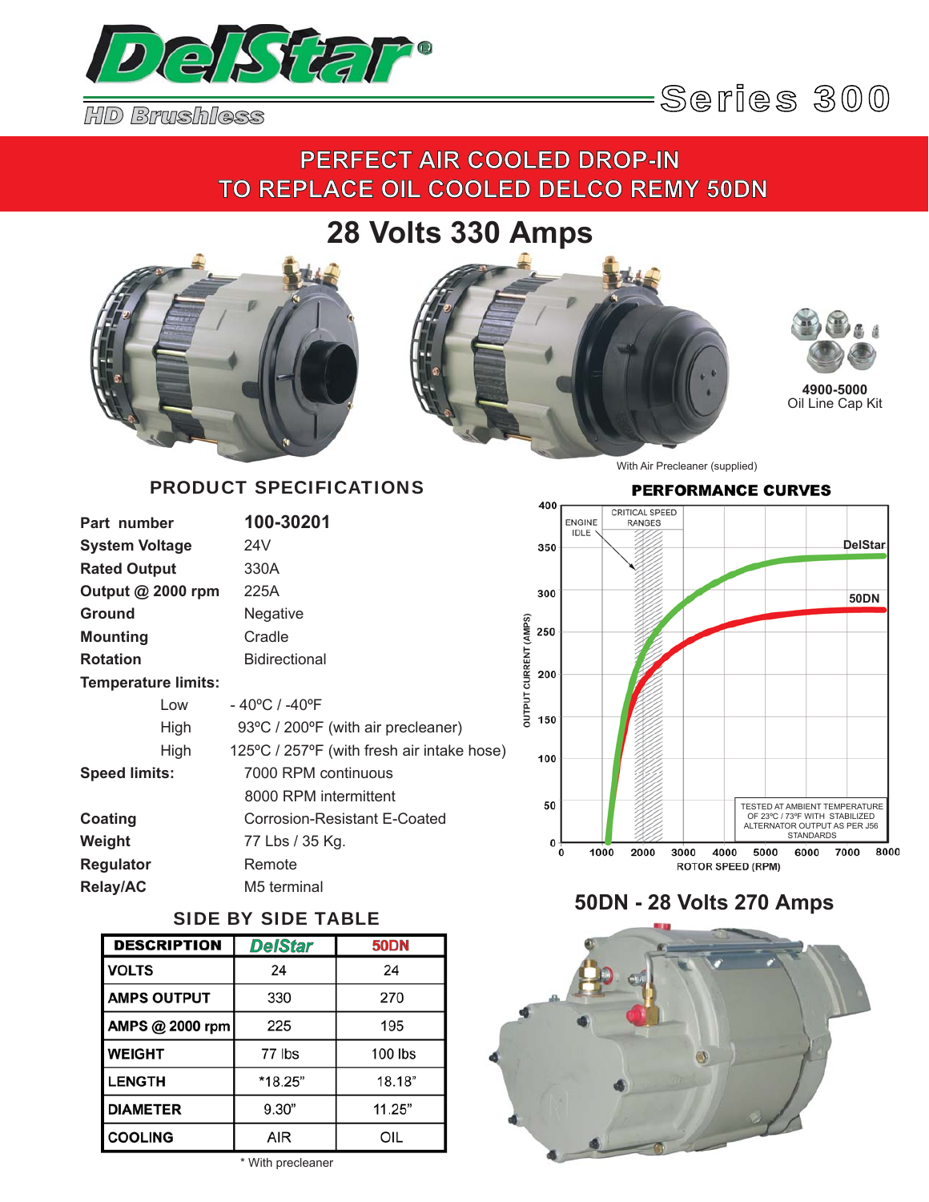# DelStar®

HD Brushless

Series 300

## PERFECT AIR COOLED DROP-IN TO REPLACE OIL COOLED DELCO REMY 50DN

## 28 Volts 330 Amps

4900-5000
Oil Line Cap Kit

With Air Precleaner (supplied)

### PRODUCT SPECIFICATIONS

| | |
|---|---|
| **Part number** | **100-30201** |
| **System Voltage** | 24V |
| **Rated Output** | 330A |
| **Output @ 2000 rpm** | 225A |
| **Ground** | Negative |
| **Mounting** | Cradle |
| **Rotation** | Bidirectional |
| **Temperature limits:** | |
| Low | - 40ºC / -40ºF |
| High | 93ºC / 200ºF (with air precleaner) |
| High | 125ºC / 257ºF (with fresh air intake hose) |
| **Speed limits:** | 7000 RPM continuous |
| | 8000 RPM intermittent |
| **Coating** | Corrosion-Resistant E-Coated |
| **Weight** | 77 Lbs / 35 Kg. |
| **Regulator** | Remote |
| **Relay/AC** | M5 terminal |

### PERFORMANCE CURVES

TESTED AT AMBIENT TEMPERATURE OF 23ºC / 73ºF WITH STABILIZED ALTERNATOR OUTPUT AS PER J56 STANDARDS

### SIDE BY SIDE TABLE

| DESCRIPTION | DelStar | 50DN |
|---|---|---|
| VOLTS | 24 | 24 |
| AMPS OUTPUT | 330 | 270 |
| AMPS @ 2000 rpm | 225 | 195 |
| WEIGHT | 77 lbs | 100 lbs |
| LENGTH | *18.25" | 18.18" |
| DIAMETER | 9.30" | 11.25" |
| COOLING | AIR | OIL |

\* With precleaner

## 50DN - 28 Volts 270 Amps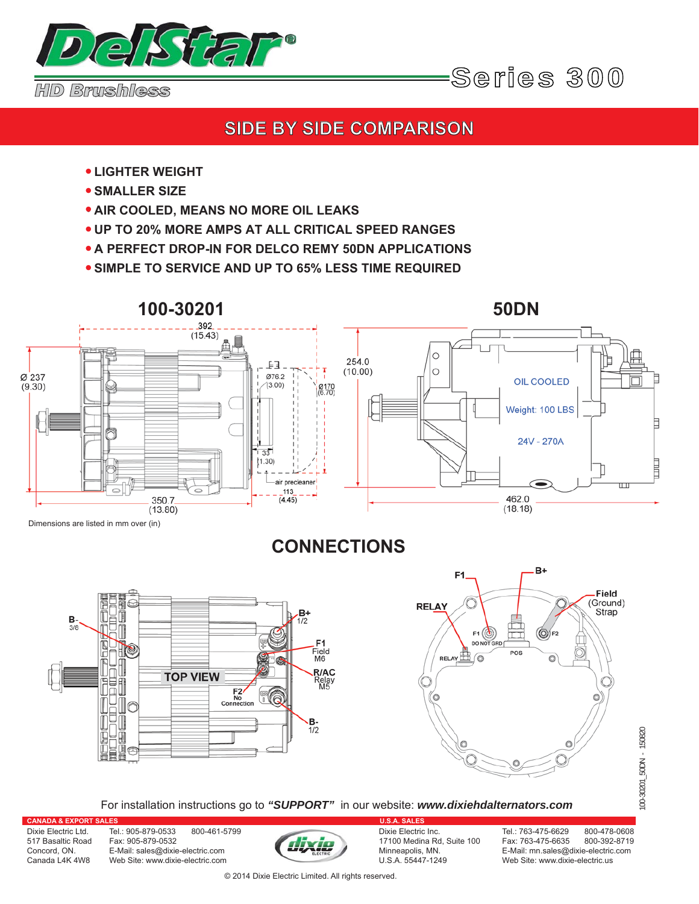# DelStar®

HD Brushless

Series 300

## SIDE BY SIDE COMPARISON

- LIGHTER WEIGHT
- SMALLER SIZE
- AIR COOLED, MEANS NO MORE OIL LEAKS
- UP TO 20% MORE AMPS AT ALL CRITICAL SPEED RANGES
- A PERFECT DROP-IN FOR DELCO REMY 50DN APPLICATIONS
- SIMPLE TO SERVICE AND UP TO 65% LESS TIME REQUIRED

### 100-30201

392
(15.43)

Ø 237
(9.30)

Ø76.2
(3.00)

Ø170
(6.70)

33
(1.30)

air precleaner

113
(4.45)

350.7
(13.80)

### 50DN

254.0
(10.00)

OIL COOLED

Weight: 100 LBS

24V - 270A

462.0
(18.18)

Dimensions are listed in mm over (in)

## CONNECTIONS

TOP VIEW

B-
3/6

B+
1/2

F1
Field
M6

R/AC
Relay
M5

F2
No
Connection

B-
1/2

F1

B+

RELAY

Field
(Ground)
Strap

F1

DO NOT GRD

F2

RELAY

POS

100-30201_50DN - 150820

For installation instructions go to ***"SUPPORT"*** in our website: ***www.dixiehdalternators.com***

**CANADA & EXPORT SALES**

Dixie Electric Ltd.
517 Basaltic Road
Concord, ON.
Canada L4K 4W8

Tel.: 905-879-0533 800-461-5799
Fax: 905-879-0532
E-Mail: sales@dixie-electric.com
Web Site: www.dixie-electric.com

dixie ELECTRIC

**U.S.A. SALES**

Dixie Electric Inc.
17100 Medina Rd, Suite 100
Minneapolis, MN.
U.S.A. 55447-1249

Tel.: 763-475-6629 800-478-0608
Fax: 763-475-6635 800-392-8719
E-Mail: mn.sales@dixie-electric.com
Web Site: www.dixie-electric.us

© 2014 Dixie Electric Limited. All rights reserved.